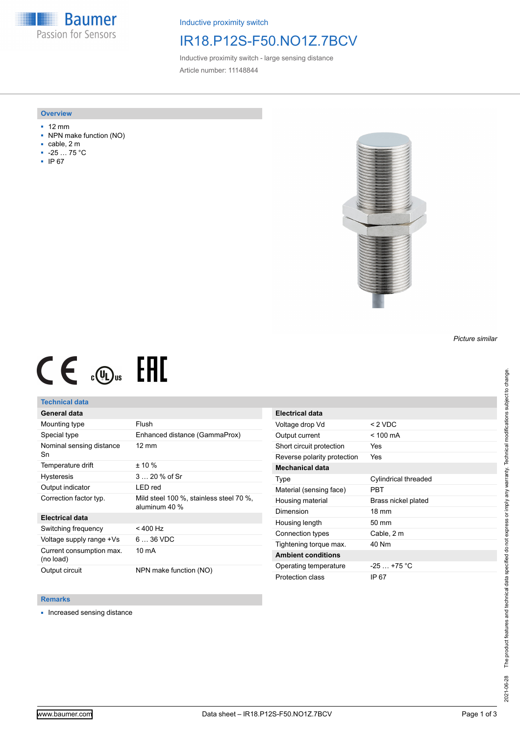Inductive proximity switch

# IR18.P12S-F50.NO1Z.7BCV

Inductive proximity switch - large sensing distance

Article number: 11148844

## Overview

- 12 mm
- NPN make function (NO)
- cable, 2 m
- -25 … 75 °C
- IP 67

*Picture similar*

## Technical data

| General data | |
|---|---|
| Mounting type | Flush |
| Special type | Enhanced distance (GammaProx) |
| Nominal sensing distance Sn | 12 mm |
| Temperature drift | ± 10 % |
| Hysteresis | 3 … 20 % of Sr |
| Output indicator | LED red |
| Correction factor typ. | Mild steel 100 %, stainless steel 70 %, aluminum 40 % |

| Electrical data | |
|---|---|
| Switching frequency | < 400 Hz |
| Voltage supply range +Vs | 6 … 36 VDC |
| Current consumption max. (no load) | 10 mA |
| Output circuit | NPN make function (NO) |
| Voltage drop Vd | < 2 VDC |
| Output current | < 100 mA |
| Short circuit protection | Yes |
| Reverse polarity protection | Yes |

| Mechanical data | |
|---|---|
| Type | Cylindrical threaded |
| Material (sensing face) | PBT |
| Housing material | Brass nickel plated |
| Dimension | 18 mm |
| Housing length | 50 mm |
| Connection types | Cable, 2 m |
| Tightening torque max. | 40 Nm |

| Ambient conditions | |
|---|---|
| Operating temperature | -25 … +75 °C |
| Protection class | IP 67 |

## Remarks

- Increased sensing distance

The product features and technical data specified do not express or imply any warranty. Technical modifications subject to change.

2021-06-28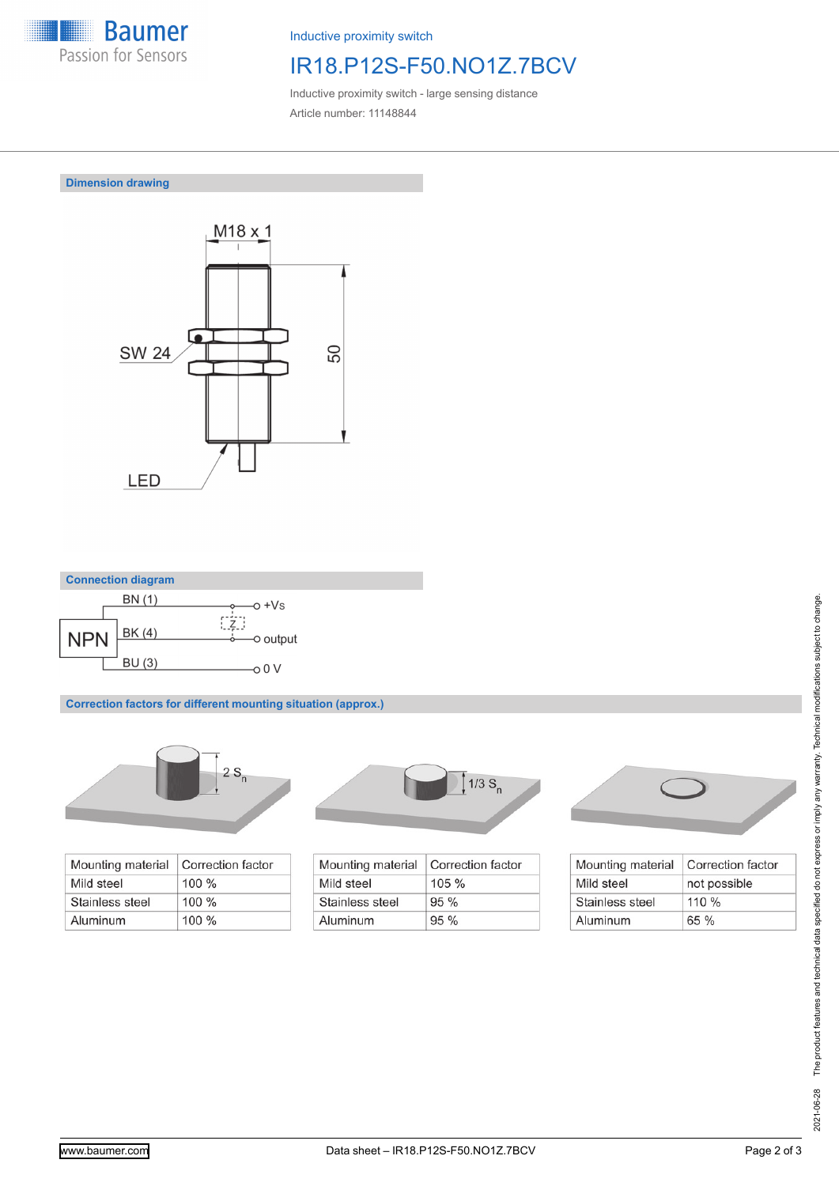Inductive proximity switch

# IR18.P12S-F50.NO1Z.7BCV

Inductive proximity switch - large sensing distance

Article number: 11148844

## Dimension drawing

M18 x 1

SW 24

50

LED

## Connection diagram

NPN

BN (1) — +Vs

BK (4) — output

Z

BU (3) — 0 V

## Correction factors for different mounting situation (approx.)

2 $S_n$

| Mounting material | Correction factor |
|---|---|
| Mild steel | 100 % |
| Stainless steel | 100 % |
| Aluminum | 100 % |

1/3 $S_n$

| Mounting material | Correction factor |
|---|---|
| Mild steel | 105 % |
| Stainless steel | 95 % |
| Aluminum | 95 % |

| Mounting material | Correction factor |
|---|---|
| Mild steel | not possible |
| Stainless steel | 110 % |
| Aluminum | 65 % |

2021-06-28 The product features and technical data specified do not express or imply any warranty. Technical modifications subject to change.

www.baumer.com

Data sheet – IR18.P12S-F50.NO1Z.7BCV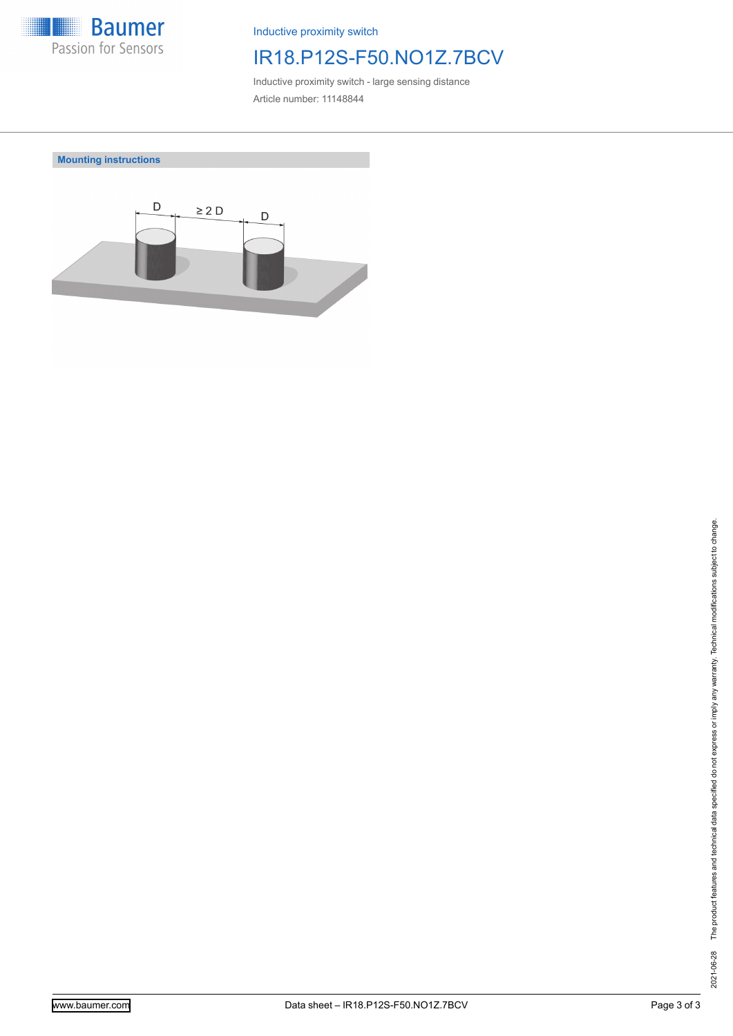Inductive proximity switch

# IR18.P12S-F50.NO1Z.7BCV

Inductive proximity switch - large sensing distance

Article number: 11148844

## Mounting instructions

D

≥ 2 D

D

2021-06-28 The product features and technical data specified do not express or imply any warranty. Technical modifications subject to change.